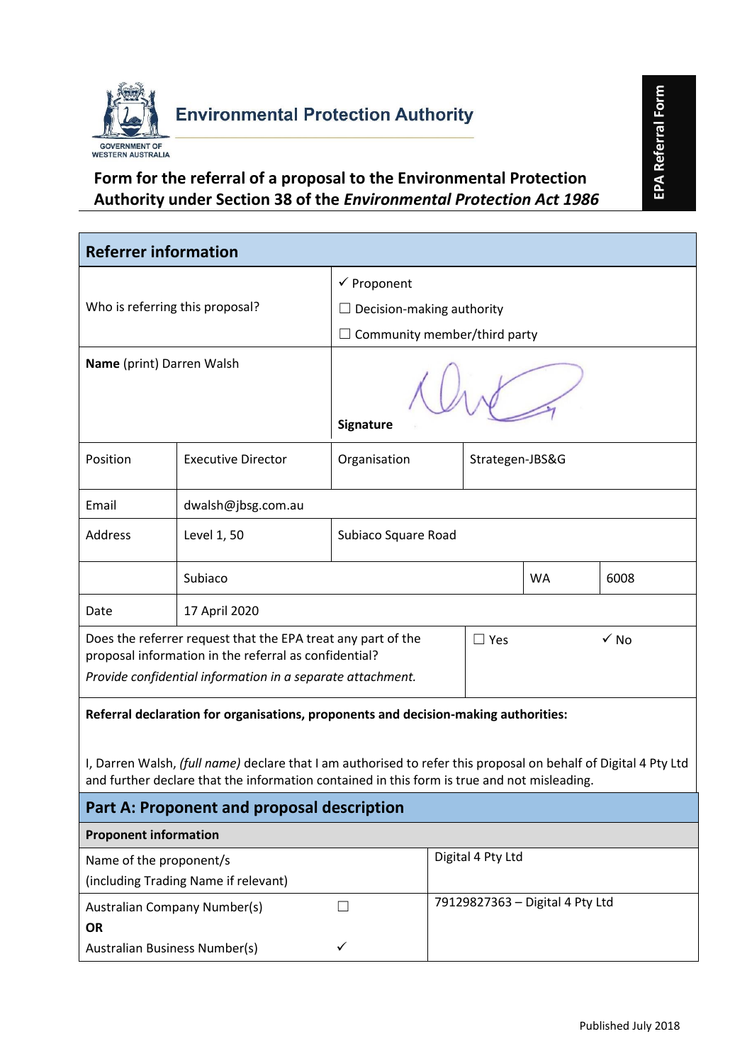Environmental Protection Authority

GOVERNMENT OF WESTERN AUSTRALIA

EPA Referral Form

# Form for the referral of a proposal to the Environmental Protection Authority under Section 38 of the *Environmental Protection Act 1986*

## Referrer information

| | | | | |
|---|---|---|---|---|
| Who is referring this proposal? | ✓ Proponent<br>☐ Decision-making authority<br>☐ Community member/third party | | | |
| **Name** (print) Darren Walsh | **Signature** | | | |
| Position | Executive Director | Organisation | Strategen-JBS&G | |
| Email | dwalsh@jbsg.com.au | | | |
| Address | Level 1, 50 | Subiaco Square Road | | |
| | Subiaco | | WA | 6008 |
| Date | 17 April 2020 | | | |
| Does the referrer request that the EPA treat any part of the proposal information in the referral as confidential?<br>*Provide confidential information in a separate attachment.* | ☐ Yes | ✓ No | | |

**Referral declaration for organisations, proponents and decision-making authorities:**

I, Darren Walsh, *(full name)* declare that I am authorised to refer this proposal on behalf of Digital 4 Pty Ltd and further declare that the information contained in this form is true and not misleading.

## Part A: Proponent and proposal description

**Proponent information**

| | | |
|---|---|---|
| Name of the proponent/s<br>(including Trading Name if relevant) | | Digital 4 Pty Ltd |
| Australian Company Number(s)<br>**OR**<br>Australian Business Number(s) | ☐<br><br>✓ | 79129827363 – Digital 4 Pty Ltd |

Published July 2018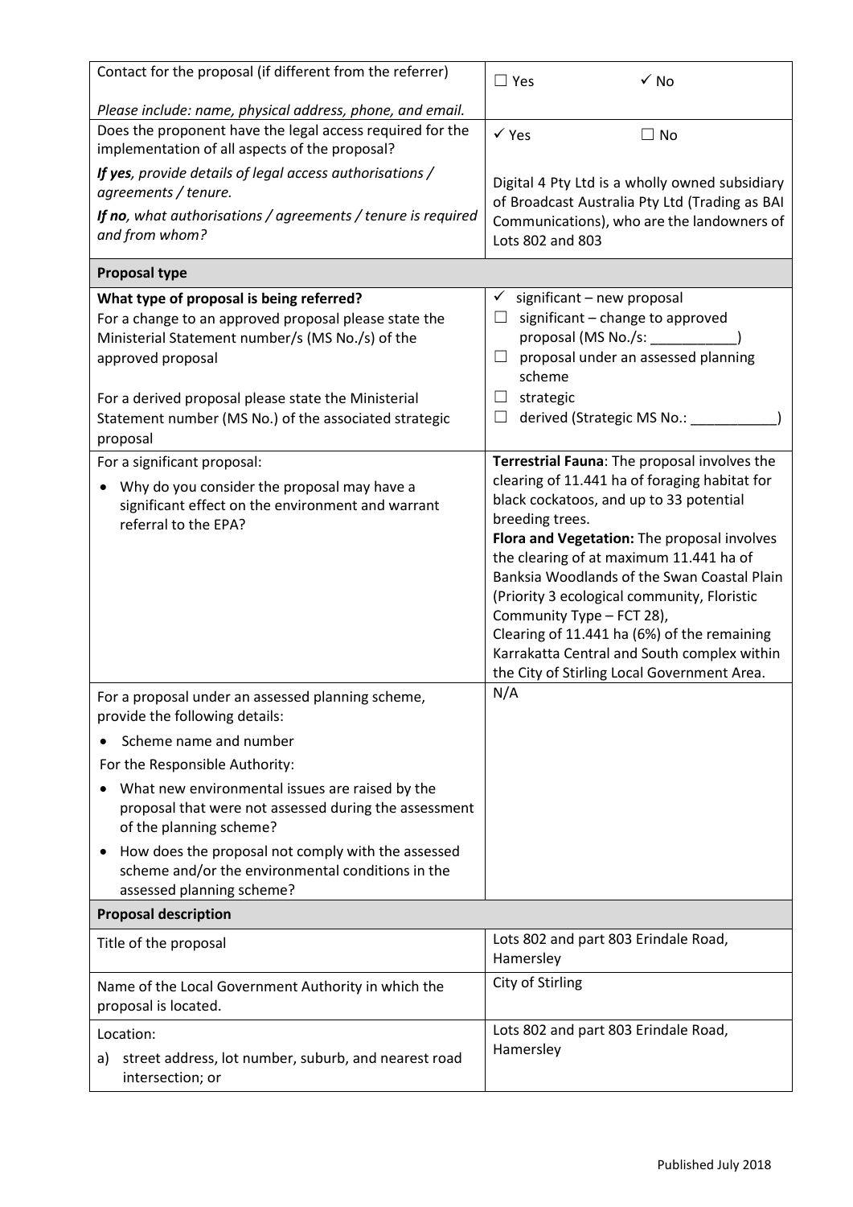| | |
|---|---|
| Contact for the proposal (if different from the referrer)<br><br>*Please include: name, physical address, phone, and email.* | ☐ Yes ✓ No |
| Does the proponent have the legal access required for the implementation of all aspects of the proposal?<br><br>***If yes**, provide details of legal access authorisations / agreements / tenure.*<br><br>***If no**, what authorisations / agreements / tenure is required and from whom?* | ✓ Yes ☐ No<br><br>Digital 4 Pty Ltd is a wholly owned subsidiary of Broadcast Australia Pty Ltd (Trading as BAI Communications), who are the landowners of Lots 802 and 803 |
| **Proposal type** | |
| **What type of proposal is being referred?**<br>For a change to an approved proposal please state the Ministerial Statement number/s (MS No./s) of the approved proposal<br><br>For a derived proposal please state the Ministerial Statement number (MS No.) of the associated strategic proposal | ✓ significant – new proposal<br>☐ significant – change to approved proposal (MS No./s: ___________)<br>☐ proposal under an assessed planning scheme<br>☐ strategic<br>☐ derived (Strategic MS No.: ___________) |
| For a significant proposal:<br><br>• Why do you consider the proposal may have a significant effect on the environment and warrant referral to the EPA? | **Terrestrial Fauna**: The proposal involves the clearing of 11.441 ha of foraging habitat for black cockatoos, and up to 33 potential breeding trees.<br>**Flora and Vegetation:** The proposal involves the clearing of at maximum 11.441 ha of Banksia Woodlands of the Swan Coastal Plain (Priority 3 ecological community, Floristic Community Type – FCT 28),<br>Clearing of 11.441 ha (6%) of the remaining Karrakatta Central and South complex within the City of Stirling Local Government Area. |
| For a proposal under an assessed planning scheme, provide the following details:<br><br>• Scheme name and number<br><br>For the Responsible Authority:<br><br>• What new environmental issues are raised by the proposal that were not assessed during the assessment of the planning scheme?<br><br>• How does the proposal not comply with the assessed scheme and/or the environmental conditions in the assessed planning scheme? | N/A |
| **Proposal description** | |
| Title of the proposal | Lots 802 and part 803 Erindale Road, Hamersley |
| Name of the Local Government Authority in which the proposal is located. | City of Stirling |
| Location:<br><br>a) street address, lot number, suburb, and nearest road intersection; or | Lots 802 and part 803 Erindale Road, Hamersley |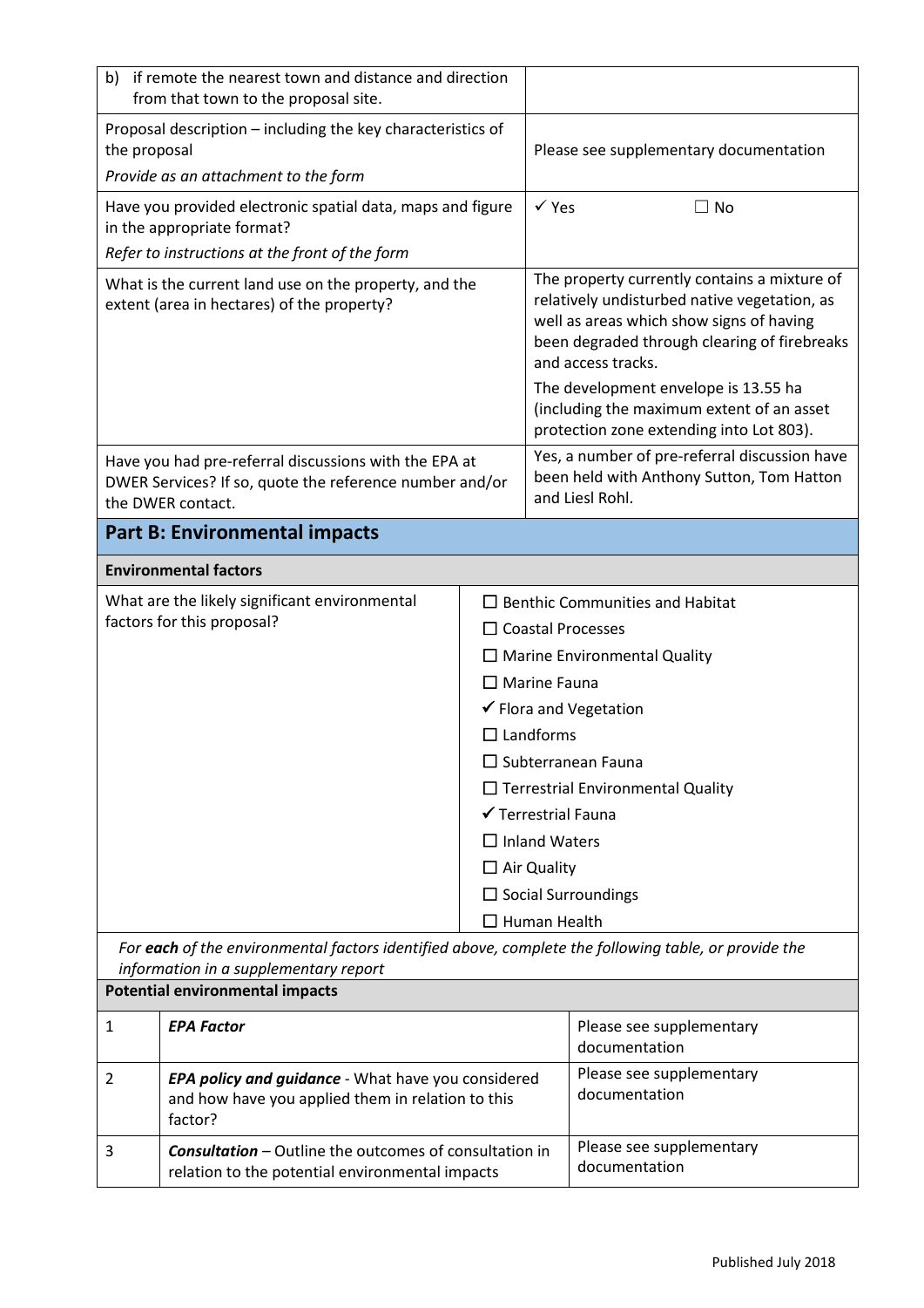| | |
|---|---|
| b) if remote the nearest town and distance and direction from that town to the proposal site. | |
| Proposal description – including the key characteristics of the proposal<br>*Provide as an attachment to the form* | Please see supplementary documentation |
| Have you provided electronic spatial data, maps and figure in the appropriate format?<br>*Refer to instructions at the front of the form* | ✓ Yes ☐ No |
| What is the current land use on the property, and the extent (area in hectares) of the property? | The property currently contains a mixture of relatively undisturbed native vegetation, as well as areas which show signs of having been degraded through clearing of firebreaks and access tracks.<br>The development envelope is 13.55 ha (including the maximum extent of an asset protection zone extending into Lot 803). |
| Have you had pre-referral discussions with the EPA at DWER Services? If so, quote the reference number and/or the DWER contact. | Yes, a number of pre-referral discussion have been held with Anthony Sutton, Tom Hatton and Liesl Rohl. |

## Part B: Environmental impacts

### Environmental factors

| | |
|---|---|
| What are the likely significant environmental factors for this proposal? | ☐ Benthic Communities and Habitat<br>☐ Coastal Processes<br>☐ Marine Environmental Quality<br>☐ Marine Fauna<br>✓ Flora and Vegetation<br>☐ Landforms<br>☐ Subterranean Fauna<br>☐ Terrestrial Environmental Quality<br>✓ Terrestrial Fauna<br>☐ Inland Waters<br>☐ Air Quality<br>☐ Social Surroundings<br>☐ Human Health |

*For **each** of the environmental factors identified above, complete the following table, or provide the information in a supplementary report*

### Potential environmental impacts

| | | |
|---|---|---|
| 1 | ***EPA Factor*** | Please see supplementary documentation |
| 2 | ***EPA policy and guidance*** - What have you considered and how have you applied them in relation to this factor? | Please see supplementary documentation |
| 3 | ***Consultation*** – Outline the outcomes of consultation in relation to the potential environmental impacts | Please see supplementary documentation |

Published July 2018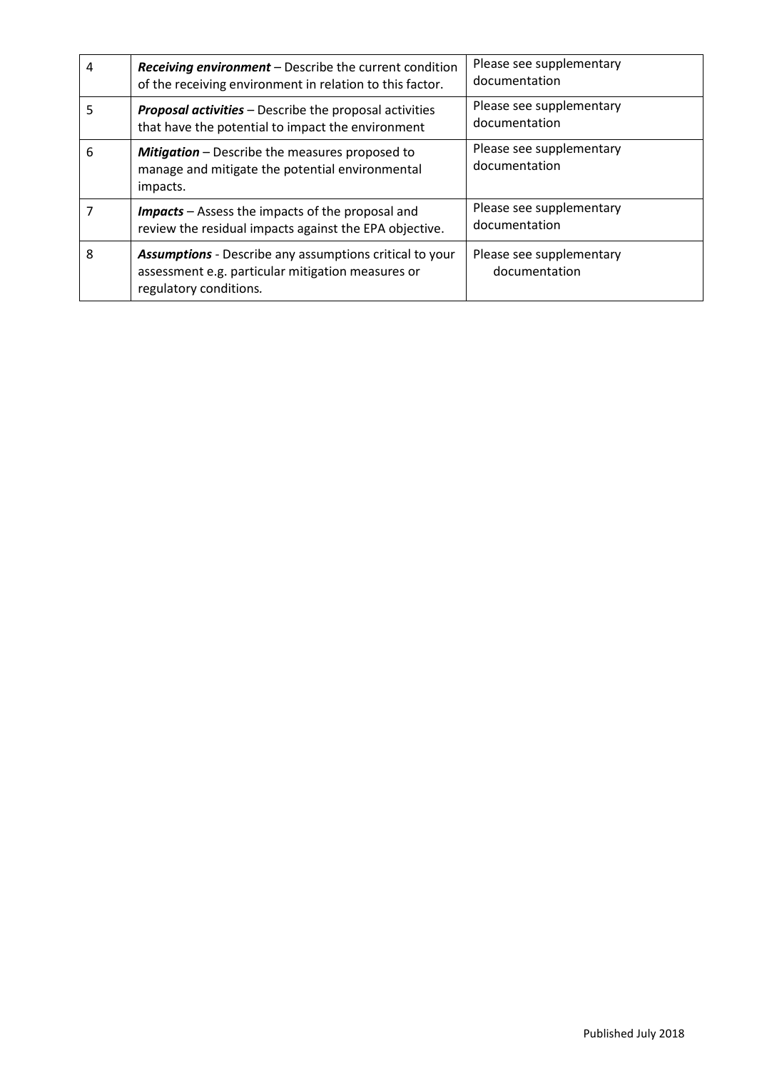| | | |
|---|---|---|
| 4 | ***Receiving environment*** – Describe the current condition of the receiving environment in relation to this factor. | Please see supplementary documentation |
| 5 | ***Proposal activities*** – Describe the proposal activities that have the potential to impact the environment | Please see supplementary documentation |
| 6 | ***Mitigation*** – Describe the measures proposed to manage and mitigate the potential environmental impacts. | Please see supplementary documentation |
| 7 | ***Impacts*** – Assess the impacts of the proposal and review the residual impacts against the EPA objective. | Please see supplementary documentation |
| 8 | ***Assumptions*** - Describe any assumptions critical to your assessment e.g. particular mitigation measures or regulatory conditions. | Please see supplementary documentation |

Published July 2018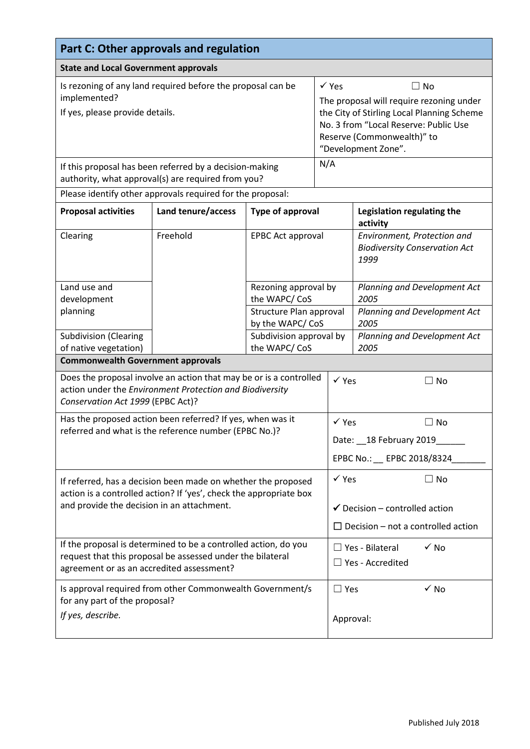## Part C: Other approvals and regulation

### State and Local Government approvals

| | |
|---|---|
| Is rezoning of any land required before the proposal can be implemented?<br>If yes, please provide details. | ✓ Yes ☐ No<br>The proposal will require rezoning under the City of Stirling Local Planning Scheme No. 3 from "Local Reserve: Public Use Reserve (Commonwealth)" to "Development Zone". |
| If this proposal has been referred by a decision-making authority, what approval(s) are required from you? | N/A |

Please identify other approvals required for the proposal:

| Proposal activities | Land tenure/access | Type of approval | Legislation regulating the activity |
|---|---|---|---|
| Clearing | Freehold | EPBC Act approval | *Environment, Protection and Biodiversity Conservation Act 1999* |
| Land use and development planning | | Rezoning approval by the WAPC/ CoS | *Planning and Development Act 2005* |
| | | Structure Plan approval by the WAPC/ CoS | *Planning and Development Act 2005* |
| Subdivision (Clearing of native vegetation) | | Subdivision approval by the WAPC/ CoS | *Planning and Development Act 2005* |

### Commonwealth Government approvals

| | |
|---|---|
| Does the proposal involve an action that may be or is a controlled action under the *Environment Protection and Biodiversity Conservation Act 1999* (EPBC Act)? | ✓ Yes ☐ No |
| Has the proposed action been referred? If yes, when was it referred and what is the reference number (EPBC No.)? | ✓ Yes ☐ No<br>Date: __18 February 2019______<br>EPBC No.: __ EPBC 2018/8324_______ |
| If referred, has a decision been made on whether the proposed action is a controlled action? If 'yes', check the appropriate box and provide the decision in an attachment. | ✓ Yes ☐ No<br>✓ Decision – controlled action<br>☐ Decision – not a controlled action |
| If the proposal is determined to be a controlled action, do you request that this proposal be assessed under the bilateral agreement or as an accredited assessment? | ☐ Yes - Bilateral ✓ No<br>☐ Yes - Accredited |
| Is approval required from other Commonwealth Government/s for any part of the proposal?<br>*If yes, describe.* | ☐ Yes ✓ No<br>Approval: |

Published July 2018